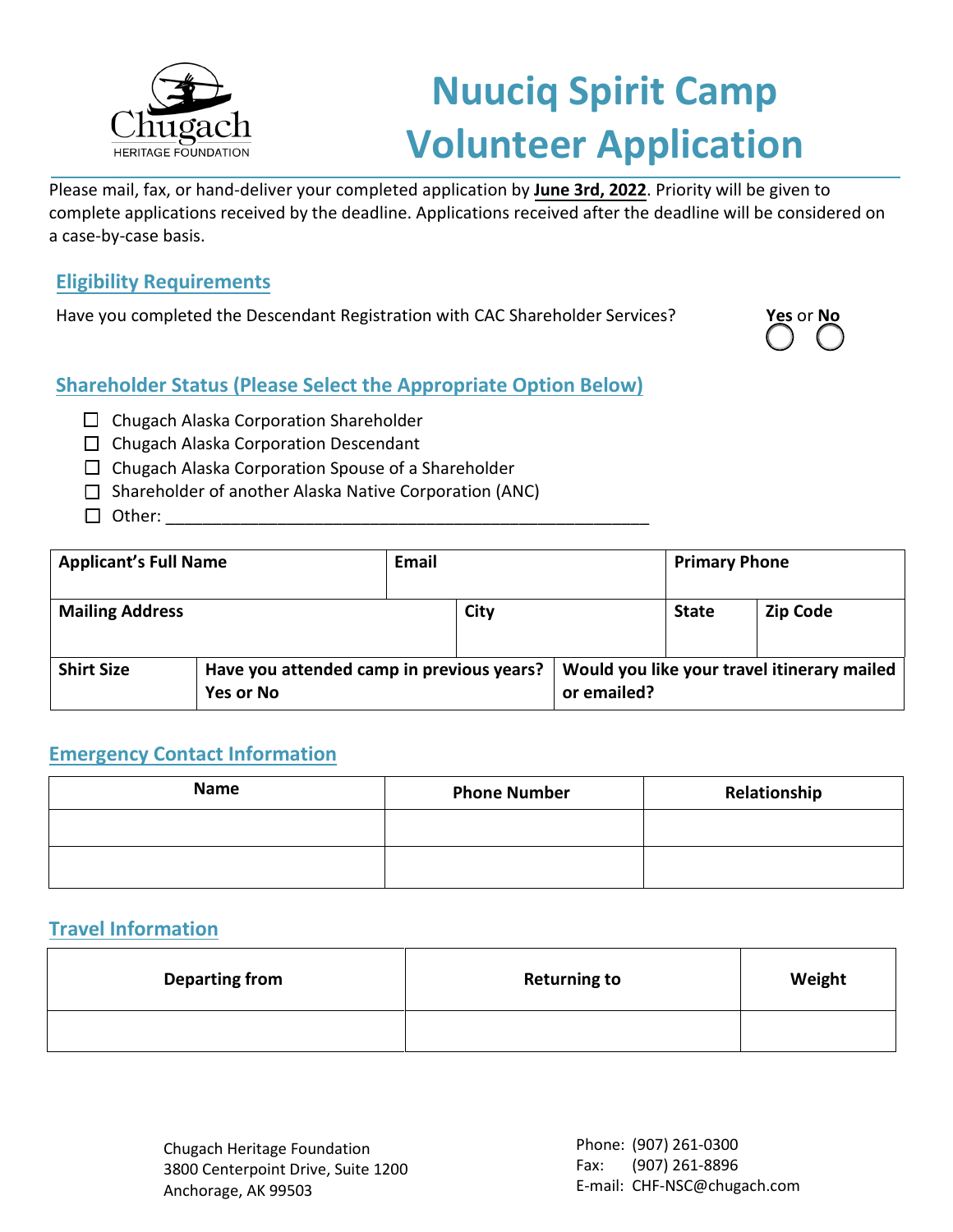Chugach HERITAGE FOUNDATION

# Nuuciq Spirit Camp Volunteer Application

Please mail, fax, or hand-deliver your completed application by **June 3rd, 2022**. Priority will be given to complete applications received by the deadline. Applications received after the deadline will be considered on a case-by-case basis.

## Eligibility Requirements

Have you completed the Descendant Registration with CAC Shareholder Services? **Yes** or **No**

○ ○

## Shareholder Status (Please Select the Appropriate Option Below)

- ☐ Chugach Alaska Corporation Shareholder
- ☐ Chugach Alaska Corporation Descendant
- ☐ Chugach Alaska Corporation Spouse of a Shareholder
- ☐ Shareholder of another Alaska Native Corporation (ANC)
- ☐ Other: ___________________________________________________

| **Applicant's Full Name** | **Email** | **Primary Phone** | |
|---|---|---|---|
| | | | |
| **Mailing Address** | **City** | **State** | **Zip Code** |
| | | | |
| **Shirt Size** | **Have you attended camp in previous years? Yes or No** | **Would you like your travel itinerary mailed or emailed?** | |

## Emergency Contact Information

| Name | Phone Number | Relationship |
|---|---|---|
| | | |
| | | |

## Travel Information

| Departing from | Returning to | Weight |
|---|---|---|
| | | |

Chugach Heritage Foundation
3800 Centerpoint Drive, Suite 1200
Anchorage, AK 99503

Phone: (907) 261-0300
Fax: (907) 261-8896
E-mail: CHF-NSC@chugach.com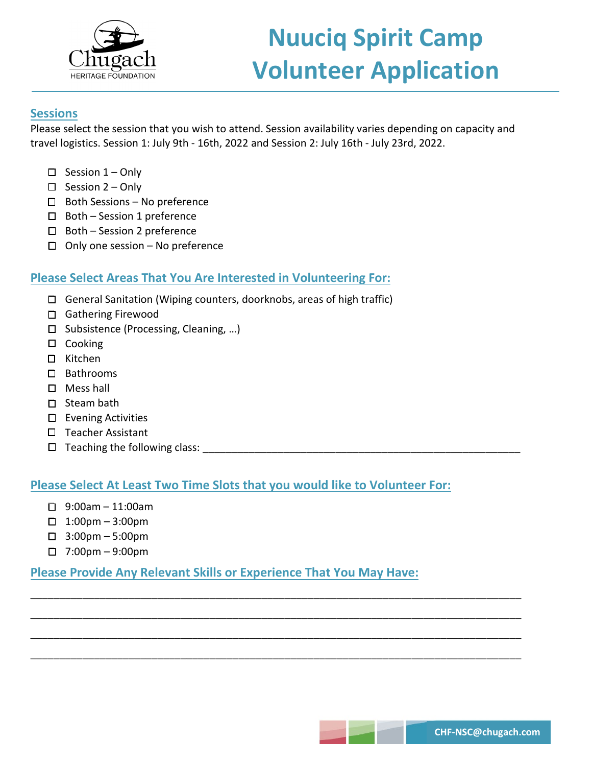# Nuuciq Spirit Camp Volunteer Application

## Sessions

Please select the session that you wish to attend. Session availability varies depending on capacity and travel logistics. Session 1: July 9th - 16th, 2022 and Session 2: July 16th - July 23rd, 2022.

- ☐ Session 1 – Only
- ☐ Session 2 – Only
- ☐ Both Sessions – No preference
- ☐ Both – Session 1 preference
- ☐ Both – Session 2 preference
- ☐ Only one session – No preference

## Please Select Areas That You Are Interested in Volunteering For:

- ☐ General Sanitation (Wiping counters, doorknobs, areas of high traffic)
- ☐ Gathering Firewood
- ☐ Subsistence (Processing, Cleaning, …)
- ☐ Cooking
- ☐ Kitchen
- ☐ Bathrooms
- ☐ Mess hall
- ☐ Steam bath
- ☐ Evening Activities
- ☐ Teacher Assistant
- ☐ Teaching the following class: ________________________________________________________

## Please Select At Least Two Time Slots that you would like to Volunteer For:

- ☐ 9:00am – 11:00am
- ☐ 1:00pm – 3:00pm
- ☐ 3:00pm – 5:00pm
- ☐ 7:00pm – 9:00pm

## Please Provide Any Relevant Skills or Experience That You May Have:

______________________________________________________________________________

______________________________________________________________________________

______________________________________________________________________________

______________________________________________________________________________

CHF-NSC@chugach.com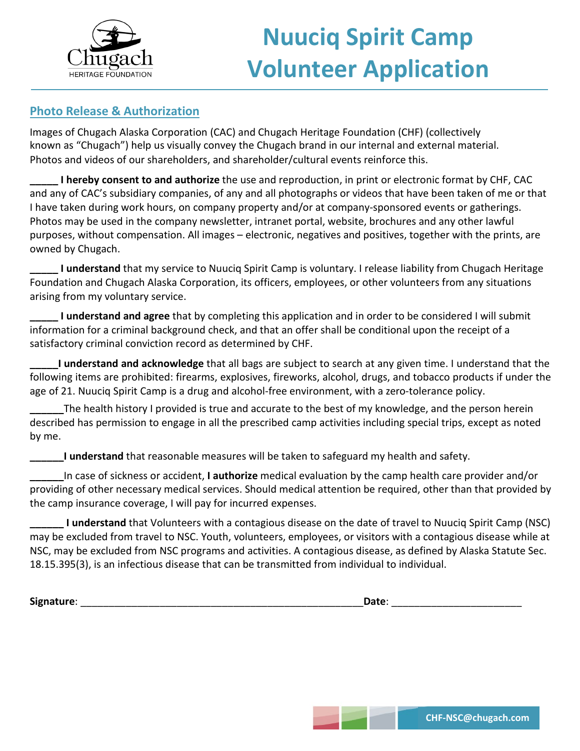# Nuuciq Spirit Camp Volunteer Application

## Photo Release & Authorization

Images of Chugach Alaska Corporation (CAC) and Chugach Heritage Foundation (CHF) (collectively known as "Chugach") help us visually convey the Chugach brand in our internal and external material. Photos and videos of our shareholders, and shareholder/cultural events reinforce this.

_____ **I hereby consent to and authorize** the use and reproduction, in print or electronic format by CHF, CAC and any of CAC's subsidiary companies, of any and all photographs or videos that have been taken of me or that I have taken during work hours, on company property and/or at company-sponsored events or gatherings. Photos may be used in the company newsletter, intranet portal, website, brochures and any other lawful purposes, without compensation. All images – electronic, negatives and positives, together with the prints, are owned by Chugach.

_____ **I understand** that my service to Nuuciq Spirit Camp is voluntary. I release liability from Chugach Heritage Foundation and Chugach Alaska Corporation, its officers, employees, or other volunteers from any situations arising from my voluntary service.

_____ **I understand and agree** that by completing this application and in order to be considered I will submit information for a criminal background check, and that an offer shall be conditional upon the receipt of a satisfactory criminal conviction record as determined by CHF.

_____**I understand and acknowledge** that all bags are subject to search at any given time. I understand that the following items are prohibited: firearms, explosives, fireworks, alcohol, drugs, and tobacco products if under the age of 21. Nuuciq Spirit Camp is a drug and alcohol-free environment, with a zero-tolerance policy.

______The health history I provided is true and accurate to the best of my knowledge, and the person herein described has permission to engage in all the prescribed camp activities including special trips, except as noted by me.

______**I understand** that reasonable measures will be taken to safeguard my health and safety.

______In case of sickness or accident, **I authorize** medical evaluation by the camp health care provider and/or providing of other necessary medical services. Should medical attention be required, other than that provided by the camp insurance coverage, I will pay for incurred expenses.

______ **I understand** that Volunteers with a contagious disease on the date of travel to Nuuciq Spirit Camp (NSC) may be excluded from travel to NSC. Youth, volunteers, employees, or visitors with a contagious disease while at NSC, may be excluded from NSC programs and activities. A contagious disease, as defined by Alaska Statute Sec. 18.15.395(3), is an infectious disease that can be transmitted from individual to individual.

**Signature**: ___________________________________________________**Date**: _______________________

CHF-NSC@chugach.com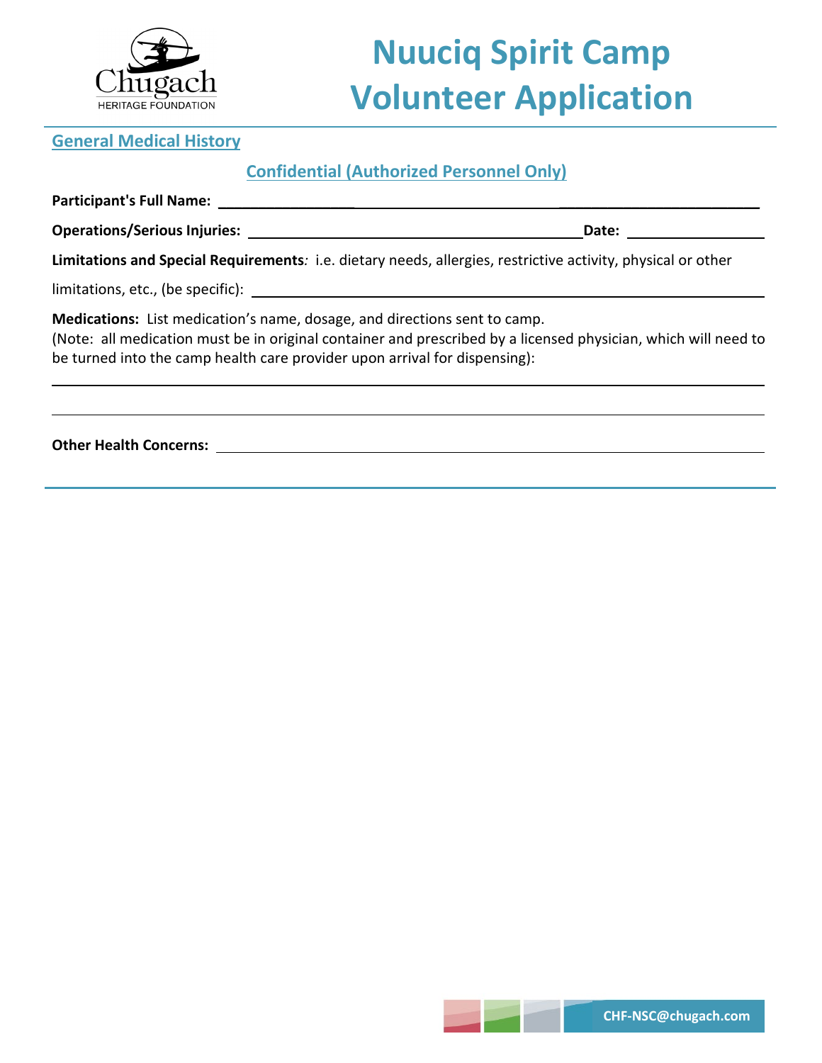# Nuuciq Spirit Camp Volunteer Application

## General Medical History

### Confidential (Authorized Personnel Only)

**Participant's Full Name:** ______________________________________________

**Operations/Serious Injuries:** ______________________________ **Date:** ______________

**Limitations and Special Requirements***:* i.e. dietary needs, allergies, restrictive activity, physical or other limitations, etc., (be specific): ______________________________________________

**Medications:** List medication's name, dosage, and directions sent to camp.
(Note: all medication must be in original container and prescribed by a licensed physician, which will need to be turned into the camp health care provider upon arrival for dispensing):

______________________________________________

______________________________________________

**Other Health Concerns:** ______________________________________________

CHF-NSC@chugach.com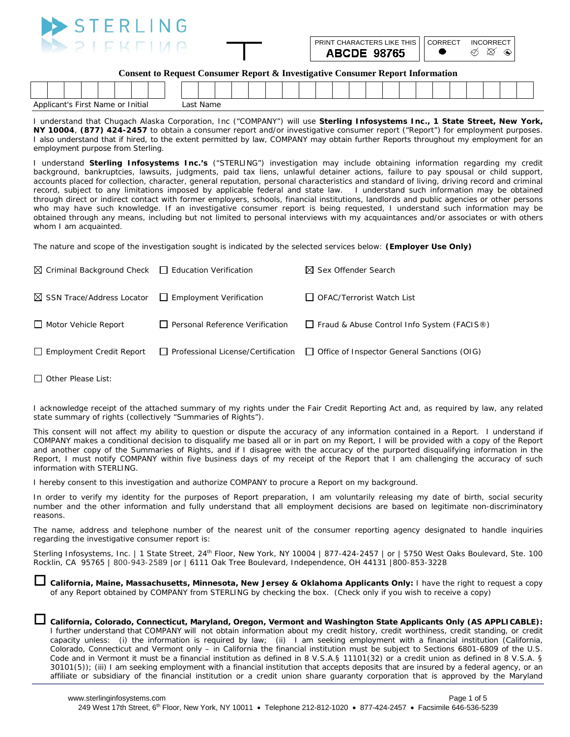STERLING

PRINT CHARACTERS LIKE THIS: ABCDE 98765

CORRECT ● INCORRECT

## Consent to Request Consumer Report & Investigative Consumer Report Information

| Applicant's First Name or Initial | Last Name |
|---|---|
| | |

I understand that Chugach Alaska Corporation, Inc ("COMPANY") will use **Sterling Infosystems Inc., 1 State Street, New York, NY 10004**, **(877) 424-2457** to obtain a consumer report and/or investigative consumer report ("Report") for employment purposes. I also understand that if hired, to the extent permitted by law, COMPANY may obtain further Reports throughout my employment for an employment purpose from Sterling.

I understand **Sterling Infosystems Inc.'s** ("STERLING") investigation may include obtaining information regarding my credit background, bankruptcies, lawsuits, judgments, paid tax liens, unlawful detainer actions, failure to pay spousal or child support, accounts placed for collection, character, general reputation, personal characteristics and standard of living, driving record and criminal record, subject to any limitations imposed by applicable federal and state law. I understand such information may be obtained through direct or indirect contact with former employers, schools, financial institutions, landlords and public agencies or other persons who may have such knowledge. If an investigative consumer report is being requested, I understand such information may be obtained through any means, including but not limited to personal interviews with my acquaintances and/or associates or with others whom I am acquainted.

The nature and scope of the investigation sought is indicated by the selected services below: **(Employer Use Only)**

- ☒ Criminal Background Check
- ☐ Education Verification
- ☒ Sex Offender Search
- ☒ SSN Trace/Address Locator
- ☐ Employment Verification
- ☐ OFAC/Terrorist Watch List
- ☐ Motor Vehicle Report
- ☐ Personal Reference Verification
- ☐ Fraud & Abuse Control Info System (FACIS®)
- ☐ Employment Credit Report
- ☐ Professional License/Certification
- ☐ Office of Inspector General Sanctions (OIG)
- ☐ Other Please List:

I acknowledge receipt of the attached summary of my rights under the Fair Credit Reporting Act and, as required by law, any related state summary of rights (collectively "Summaries of Rights").

This consent will not affect my ability to question or dispute the accuracy of any information contained in a Report. I understand if COMPANY makes a conditional decision to disqualify me based all or in part on my Report, I will be provided with a copy of the Report and another copy of the Summaries of Rights, and if I disagree with the accuracy of the purported disqualifying information in the Report, I must notify COMPANY within five business days of my receipt of the Report that I am challenging the accuracy of such information with STERLING.

I hereby consent to this investigation and authorize COMPANY to procure a Report on my background.

In order to verify my identity for the purposes of Report preparation, I am voluntarily releasing my date of birth, social security number and the other information and fully understand that all employment decisions are based on legitimate non-discriminatory reasons.

The name, address and telephone number of the nearest unit of the consumer reporting agency designated to handle inquiries regarding the investigative consumer report is:

Sterling Infosystems, Inc. | 1 State Street, 24th Floor, New York, NY 10004 | 877-424-2457 | or | 5750 West Oaks Boulevard, Ste. 100 Rocklin, CA 95765 | 800-943-2589 |or | 6111 Oak Tree Boulevard, Independence, OH 44131 |800-853-3228

☐ **California, Maine, Massachusetts, Minnesota, New Jersey & Oklahoma Applicants Only:** I have the right to request a copy of any Report obtained by COMPANY from STERLING by checking the box. (Check only if you wish to receive a copy)

☐ **California, Colorado, Connecticut, Maryland, Oregon, Vermont and Washington State Applicants Only (AS APPLICABLE):** I further understand that COMPANY will not obtain information about my credit history, credit worthiness, credit standing, or credit capacity unless: (i) the information is required by law; (ii) I am seeking employment with a financial institution (California, Colorado, Connecticut and Vermont only – in California the financial institution must be subject to Sections 6801-6809 of the U.S. Code and in Vermont it must be a financial institution as defined in 8 V.S.A.§ 11101(32) or a credit union as defined in 8 V.S.A. § 30101(5)); (iii) I am seeking employment with a financial institution that accepts deposits that are insured by a federal agency, or an affiliate or subsidiary of the financial institution or a credit union share guaranty corporation that is approved by the Maryland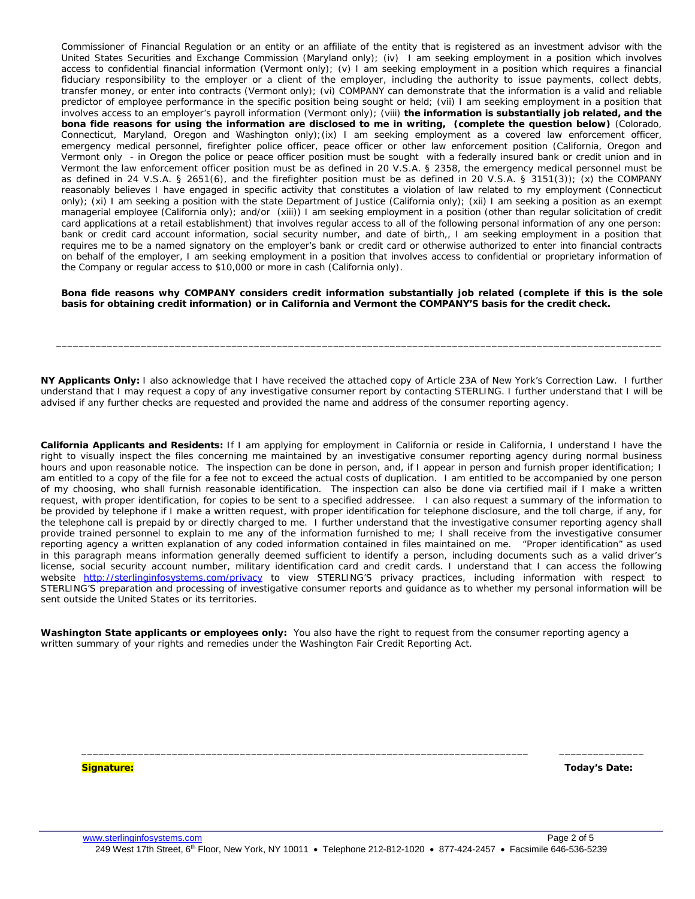Commissioner of Financial Regulation or an entity or an affiliate of the entity that is registered as an investment advisor with the United States Securities and Exchange Commission (Maryland only); (iv) I am seeking employment in a position which involves access to confidential financial information (Vermont only); (v) I am seeking employment in a position which requires a financial fiduciary responsibility to the employer or a client of the employer, including the authority to issue payments, collect debts, transfer money, or enter into contracts (Vermont only); (vi) COMPANY can demonstrate that the information is a valid and reliable predictor of employee performance in the specific position being sought or held; (vii) I am seeking employment in a position that involves access to an employer's payroll information (Vermont only); (viii) **the information is substantially job related, and the bona fide reasons for using the information are disclosed to me in writing, (complete the question below)** (Colorado, Connecticut, Maryland, Oregon and Washington only);(ix) I am seeking employment as a covered law enforcement officer, emergency medical personnel, firefighter police officer, peace officer or other law enforcement position (California, Oregon and Vermont only - in Oregon the police or peace officer position must be sought with a federally insured bank or credit union and in Vermont the law enforcement officer position must be as defined in 20 V.S.A. § 2358, the emergency medical personnel must be as defined in 24 V.S.A. § 2651(6), and the firefighter position must be as defined in 20 V.S.A. § 3151(3)); (x) the COMPANY reasonably believes I have engaged in specific activity that constitutes a violation of law related to my employment (Connecticut only); (xi) I am seeking a position with the state Department of Justice (California only); (xii) I am seeking a position as an exempt managerial employee (California only); and/or (xiii)) I am seeking employment in a position (other than regular solicitation of credit card applications at a retail establishment) that involves regular access to all of the following personal information of any one person: bank or credit card account information, social security number, and date of birth,, I am seeking employment in a position that requires me to be a named signatory on the employer's bank or credit card or otherwise authorized to enter into financial contracts on behalf of the employer, I am seeking employment in a position that involves access to confidential or proprietary information of the Company or regular access to $10,000 or more in cash (California only).

**Bona fide reasons why COMPANY considers credit information substantially job related (complete if this is the sole basis for obtaining credit information) or in California and Vermont the COMPANY'S basis for the credit check.**

_______________________________________________________________________________________________

**NY Applicants Only:** I also acknowledge that I have received the attached copy of Article 23A of New York's Correction Law. I further understand that I may request a copy of any investigative consumer report by contacting STERLING. I further understand that I will be advised if any further checks are requested and provided the name and address of the consumer reporting agency.

**California Applicants and Residents:** If I am applying for employment in California or reside in California, I understand I have the right to visually inspect the files concerning me maintained by an investigative consumer reporting agency during normal business hours and upon reasonable notice. The inspection can be done in person, and, if I appear in person and furnish proper identification; I am entitled to a copy of the file for a fee not to exceed the actual costs of duplication. I am entitled to be accompanied by one person of my choosing, who shall furnish reasonable identification. The inspection can also be done via certified mail if I make a written request, with proper identification, for copies to be sent to a specified addressee. I can also request a summary of the information to be provided by telephone if I make a written request, with proper identification for telephone disclosure, and the toll charge, if any, for the telephone call is prepaid by or directly charged to me. I further understand that the investigative consumer reporting agency shall provide trained personnel to explain to me any of the information furnished to me; I shall receive from the investigative consumer reporting agency a written explanation of any coded information contained in files maintained on me. "Proper identification" as used in this paragraph means information generally deemed sufficient to identify a person, including documents such as a valid driver's license, social security account number, military identification card and credit cards. I understand that I can access the following website http://sterlinginfosystems.com/privacy to view STERLING'S privacy practices, including information with respect to STERLING'S preparation and processing of investigative consumer reports and guidance as to whether my personal information will be sent outside the United States or its territories.

**Washington State applicants or employees only:** You also have the right to request from the consumer reporting agency a written summary of your rights and remedies under the Washington Fair Credit Reporting Act.

_______________________________________________________________________________ _______________

**Signature:** **Today's Date:**

www.sterlinginfosystems.com

249 West 17th Street, 6th Floor, New York, NY 10011 • Telephone 212-812-1020 • 877-424-2457 • Facsimile 646-536-5239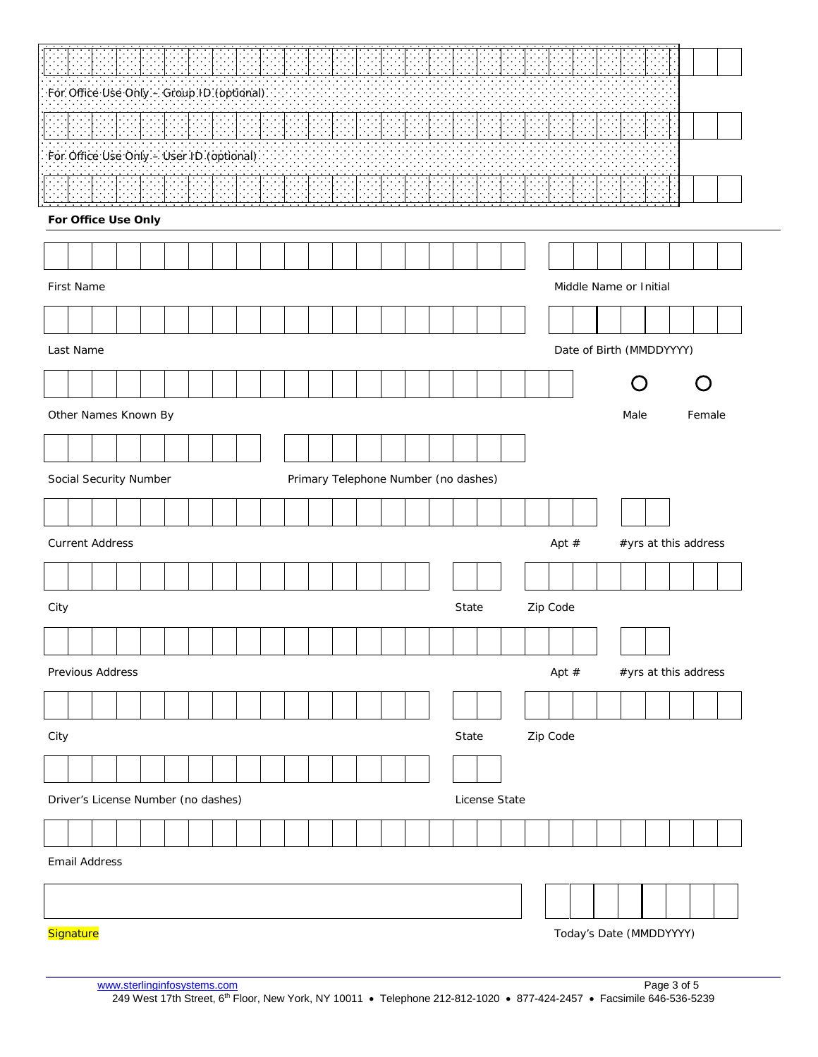For Office Use Only – Group ID (optional)

For Office Use Only – User ID (optional)

**For Office Use Only**

First Name

Middle Name or Initial

Last Name

Date of Birth (MMDDYYYY)

Other Names Known By

○ Male ○ Female

Social Security Number

Primary Telephone Number (no dashes)

Current Address

Apt #

#yrs at this address

City

State

Zip Code

Previous Address

Apt #

#yrs at this address

City

State

Zip Code

Driver's License Number (no dashes)

License State

Email Address

Signature

Today's Date (MMDDYYYY)

www.sterlinginfosystems.com

249 West 17th Street, 6th Floor, New York, NY 10011 • Telephone 212-812-1020 • 877-424-2457 • Facsimile 646-536-5239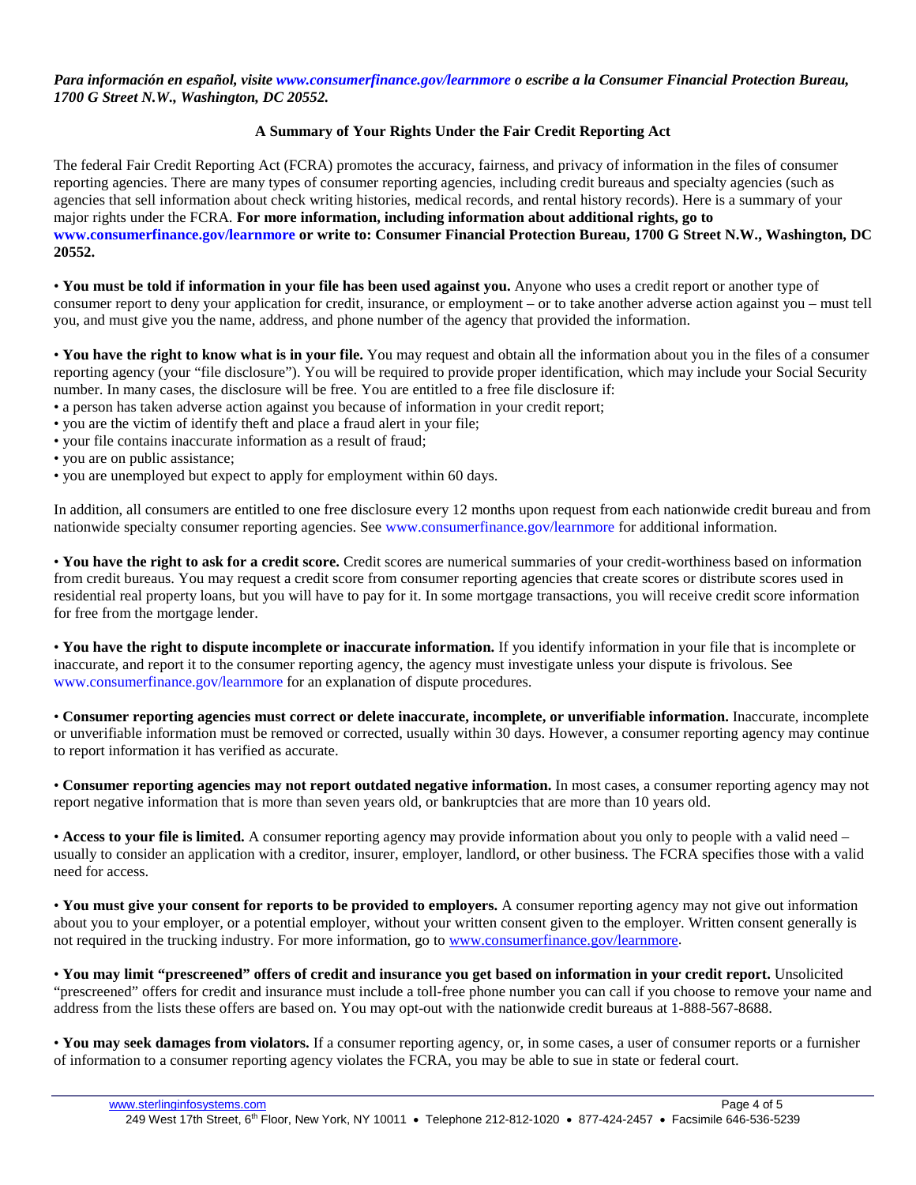***Para información en español, visite www.consumerfinance.gov/learnmore o escribe a la Consumer Financial Protection Bureau, 1700 G Street N.W., Washington, DC 20552.***

## A Summary of Your Rights Under the Fair Credit Reporting Act

The federal Fair Credit Reporting Act (FCRA) promotes the accuracy, fairness, and privacy of information in the files of consumer reporting agencies. There are many types of consumer reporting agencies, including credit bureaus and specialty agencies (such as agencies that sell information about check writing histories, medical records, and rental history records). Here is a summary of your major rights under the FCRA. **For more information, including information about additional rights, go to www.consumerfinance.gov/learnmore or write to: Consumer Financial Protection Bureau, 1700 G Street N.W., Washington, DC 20552.**

- **You must be told if information in your file has been used against you.** Anyone who uses a credit report or another type of consumer report to deny your application for credit, insurance, or employment – or to take another adverse action against you – must tell you, and must give you the name, address, and phone number of the agency that provided the information.

- **You have the right to know what is in your file.** You may request and obtain all the information about you in the files of a consumer reporting agency (your "file disclosure"). You will be required to provide proper identification, which may include your Social Security number. In many cases, the disclosure will be free. You are entitled to a free file disclosure if:
  - a person has taken adverse action against you because of information in your credit report;
  - you are the victim of identify theft and place a fraud alert in your file;
  - your file contains inaccurate information as a result of fraud;
  - you are on public assistance;
  - you are unemployed but expect to apply for employment within 60 days.

In addition, all consumers are entitled to one free disclosure every 12 months upon request from each nationwide credit bureau and from nationwide specialty consumer reporting agencies. See www.consumerfinance.gov/learnmore for additional information.

- **You have the right to ask for a credit score.** Credit scores are numerical summaries of your credit-worthiness based on information from credit bureaus. You may request a credit score from consumer reporting agencies that create scores or distribute scores used in residential real property loans, but you will have to pay for it. In some mortgage transactions, you will receive credit score information for free from the mortgage lender.

- **You have the right to dispute incomplete or inaccurate information.** If you identify information in your file that is incomplete or inaccurate, and report it to the consumer reporting agency, the agency must investigate unless your dispute is frivolous. See www.consumerfinance.gov/learnmore for an explanation of dispute procedures.

- **Consumer reporting agencies must correct or delete inaccurate, incomplete, or unverifiable information.** Inaccurate, incomplete or unverifiable information must be removed or corrected, usually within 30 days. However, a consumer reporting agency may continue to report information it has verified as accurate.

- **Consumer reporting agencies may not report outdated negative information.** In most cases, a consumer reporting agency may not report negative information that is more than seven years old, or bankruptcies that are more than 10 years old.

- **Access to your file is limited.** A consumer reporting agency may provide information about you only to people with a valid need – usually to consider an application with a creditor, insurer, employer, landlord, or other business. The FCRA specifies those with a valid need for access.

- **You must give your consent for reports to be provided to employers.** A consumer reporting agency may not give out information about you to your employer, or a potential employer, without your written consent given to the employer. Written consent generally is not required in the trucking industry. For more information, go to www.consumerfinance.gov/learnmore.

- **You may limit "prescreened" offers of credit and insurance you get based on information in your credit report.** Unsolicited "prescreened" offers for credit and insurance must include a toll-free phone number you can call if you choose to remove your name and address from the lists these offers are based on. You may opt-out with the nationwide credit bureaus at 1-888-567-8688.

- **You may seek damages from violators.** If a consumer reporting agency, or, in some cases, a user of consumer reports or a furnisher of information to a consumer reporting agency violates the FCRA, you may be able to sue in state or federal court.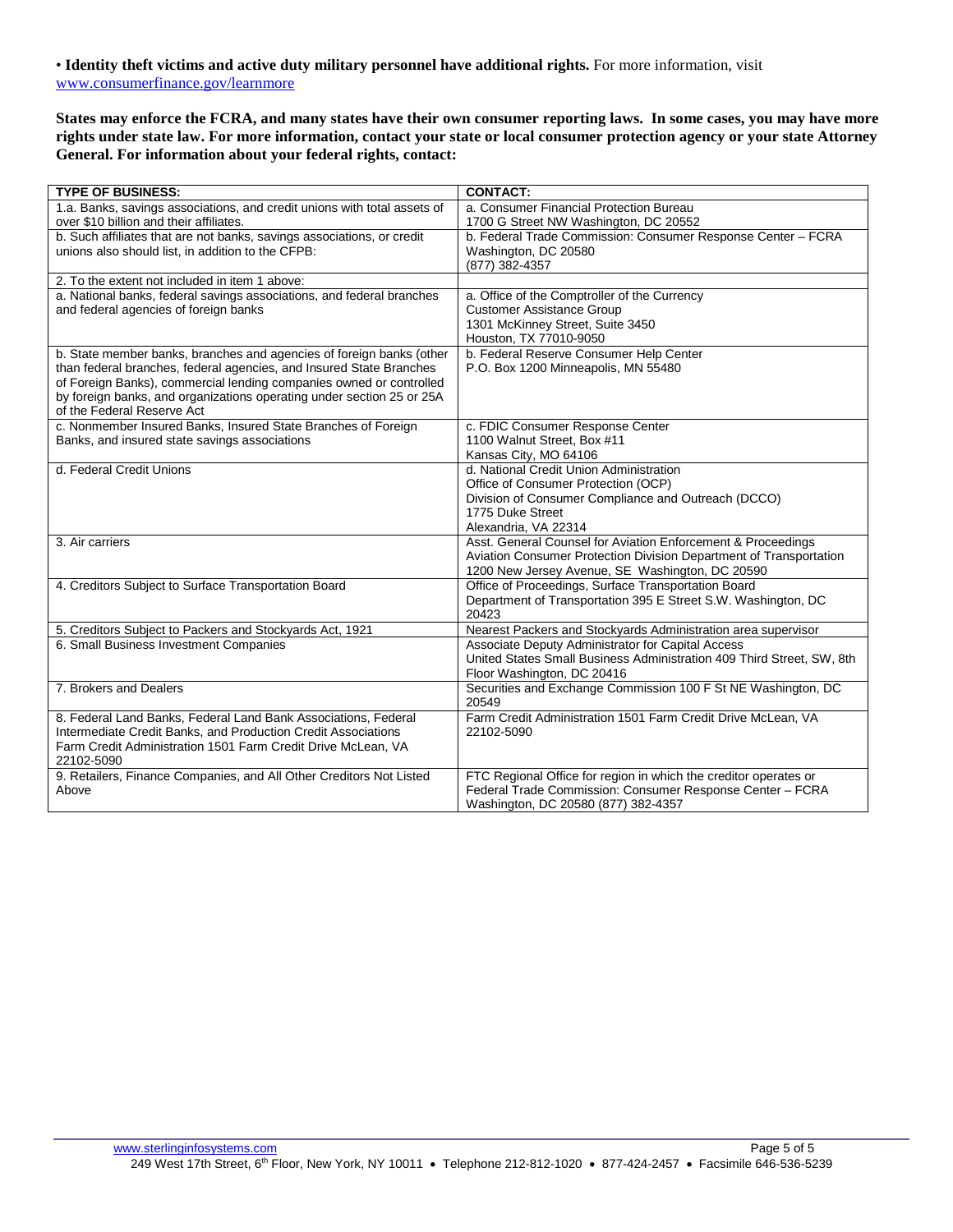• **Identity theft victims and active duty military personnel have additional rights.** For more information, visit www.consumerfinance.gov/learnmore

**States may enforce the FCRA, and many states have their own consumer reporting laws. In some cases, you may have more rights under state law. For more information, contact your state or local consumer protection agency or your state Attorney General. For information about your federal rights, contact:**

| TYPE OF BUSINESS: | CONTACT: |
|---|---|
| 1.a. Banks, savings associations, and credit unions with total assets of over $10 billion and their affiliates. | a. Consumer Financial Protection Bureau<br>1700 G Street NW Washington, DC 20552 |
| b. Such affiliates that are not banks, savings associations, or credit unions also should list, in addition to the CFPB: | b. Federal Trade Commission: Consumer Response Center – FCRA<br>Washington, DC 20580<br>(877) 382-4357 |
| 2. To the extent not included in item 1 above: | |
| a. National banks, federal savings associations, and federal branches and federal agencies of foreign banks | a. Office of the Comptroller of the Currency<br>Customer Assistance Group<br>1301 McKinney Street, Suite 3450<br>Houston, TX 77010-9050 |
| b. State member banks, branches and agencies of foreign banks (other than federal branches, federal agencies, and Insured State Branches of Foreign Banks), commercial lending companies owned or controlled by foreign banks, and organizations operating under section 25 or 25A of the Federal Reserve Act | b. Federal Reserve Consumer Help Center<br>P.O. Box 1200 Minneapolis, MN 55480 |
| c. Nonmember Insured Banks, Insured State Branches of Foreign Banks, and insured state savings associations | c. FDIC Consumer Response Center<br>1100 Walnut Street, Box #11<br>Kansas City, MO 64106 |
| d. Federal Credit Unions | d. National Credit Union Administration<br>Office of Consumer Protection (OCP)<br>Division of Consumer Compliance and Outreach (DCCO)<br>1775 Duke Street<br>Alexandria, VA 22314 |
| 3. Air carriers | Asst. General Counsel for Aviation Enforcement & Proceedings<br>Aviation Consumer Protection Division Department of Transportation<br>1200 New Jersey Avenue, SE Washington, DC 20590 |
| 4. Creditors Subject to Surface Transportation Board | Office of Proceedings, Surface Transportation Board<br>Department of Transportation 395 E Street S.W. Washington, DC 20423 |
| 5. Creditors Subject to Packers and Stockyards Act, 1921 | Nearest Packers and Stockyards Administration area supervisor |
| 6. Small Business Investment Companies | Associate Deputy Administrator for Capital Access<br>United States Small Business Administration 409 Third Street, SW, 8th Floor Washington, DC 20416 |
| 7. Brokers and Dealers | Securities and Exchange Commission 100 F St NE Washington, DC 20549 |
| 8. Federal Land Banks, Federal Land Bank Associations, Federal Intermediate Credit Banks, and Production Credit Associations Farm Credit Administration 1501 Farm Credit Drive McLean, VA 22102-5090 | Farm Credit Administration 1501 Farm Credit Drive McLean, VA 22102-5090 |
| 9. Retailers, Finance Companies, and All Other Creditors Not Listed Above | FTC Regional Office for region in which the creditor operates or Federal Trade Commission: Consumer Response Center – FCRA Washington, DC 20580 (877) 382-4357 |